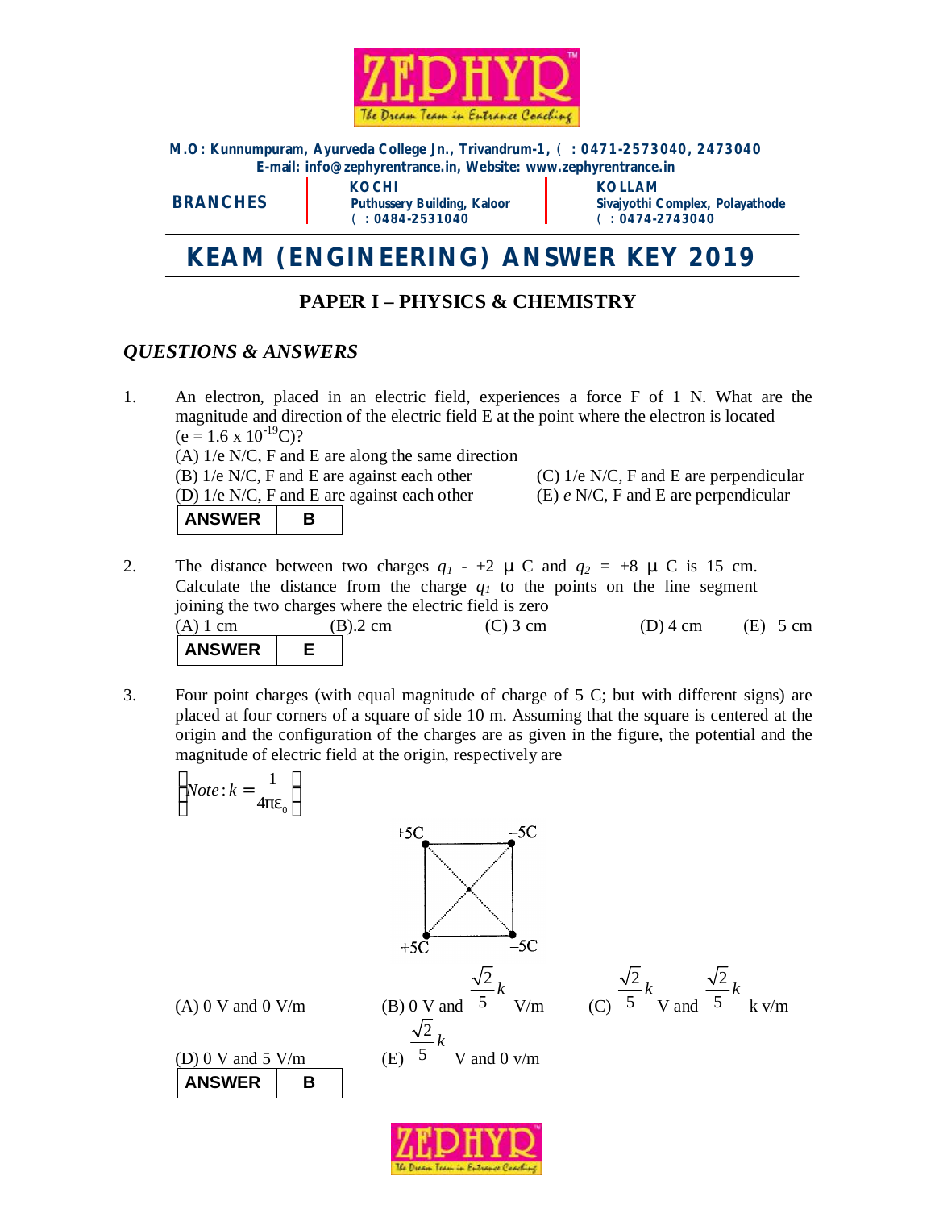M.O: Kunnumpuram, Ayurveda College Jn., Trivandrum-1, ( : 0471-2573040, 2473040
E-mail: info@zephyrentrance.in, Website: www.zephyrentrance.in

**BRANCHES**

**KOCHI**
Puthussery Building, Kaloor
( : 0484-2531040

**KOLLAM**
Sivajyothi Complex, Polayathode
( : 0474-2743040

# KEAM (ENGINEERING) ANSWER KEY 2019

## PAPER I – PHYSICS & CHEMISTRY

### *QUESTIONS & ANSWERS*

1. An electron, placed in an electric field, experiences a force F of 1 N. What are the magnitude and direction of the electric field E at the point where the electron is located ($e = 1.6 \times 10^{-19}$C)?

   (A) 1/e N/C, F and E are along the same direction
   (B) 1/e N/C, F and E are against each other
   (C) 1/e N/C, F and E are perpendicular
   (D) 1/e N/C, F and E are against each other
   (E) *e* N/C, F and E are perpendicular

   | ANSWER | B |
   |---|---|

2. The distance between two charges $q_1$ - +2 μ C and $q_2$ = +8 μ C is 15 cm. Calculate the distance from the charge $q_1$ to the points on the line segment joining the two charges where the electric field is zero

   (A) 1 cm (B).2 cm (C) 3 cm (D) 4 cm (E) 5 cm

   | ANSWER | E |
   |---|---|

3. Four point charges (with equal magnitude of charge of 5 C; but with different signs) are placed at four corners of a square of side 10 m. Assuming that the square is centered at the origin and the configuration of the charges are as given in the figure, the potential and the magnitude of electric field at the origin, respectively are

   $\left(Note: k = \frac{1}{4\pi\varepsilon_0}\right)$

   (Figure: square with +5C at top-left, –5C at top-right, +5C at bottom-left, –5C at bottom-right)

   (A) 0 V and 0 V/m
   (B) 0 V and $\frac{\sqrt{2}}{5}k$ V/m
   (C) $\frac{\sqrt{2}}{5}k$ V and $\frac{\sqrt{2}}{5}k$ k v/m
   (D) 0 V and 5 V/m
   (E) $\frac{\sqrt{2}}{5}k$ V and 0 v/m

   | ANSWER | B |
   |---|---|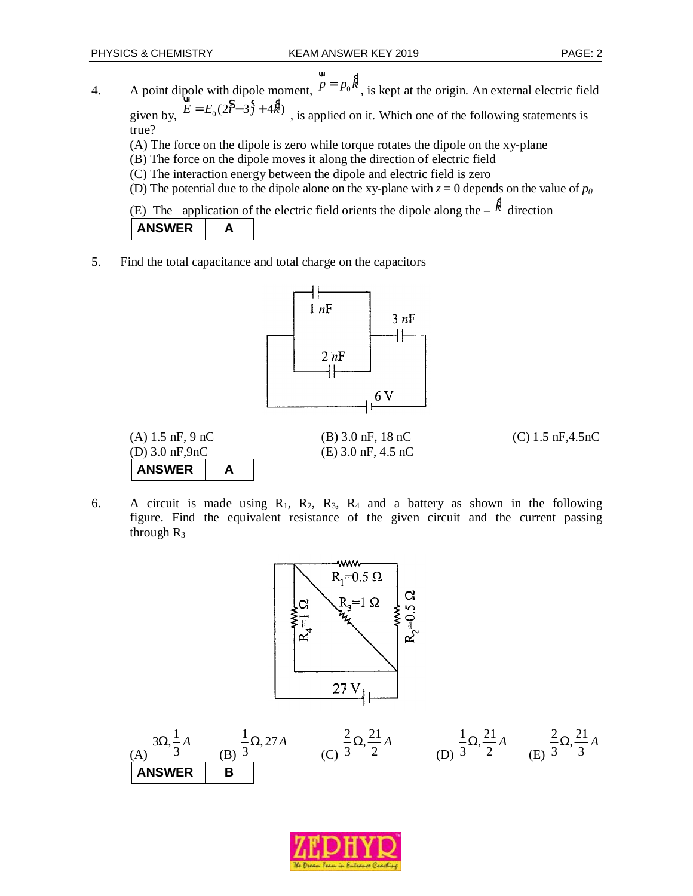4. A point dipole with dipole moment, $\vec{p} = p_0\hat{k}$, is kept at the origin. An external electric field given by, $\vec{E} = E_0(2\hat{i} - 3\hat{j} + 4\hat{k})$, is applied on it. Which one of the following statements is true?

   (A) The force on the dipole is zero while torque rotates the dipole on the xy-plane
   (B) The force on the dipole moves it along the direction of electric field
   (C) The interaction energy between the dipole and electric field is zero
   (D) The potential due to the dipole alone on the xy-plane with $z = 0$ depends on the value of $p_0$
   (E) The application of the electric field orients the dipole along the $-\hat{k}$ direction

| ANSWER | A |
|---|---|

5. Find the total capacitance and total charge on the capacitors

   1 nF, 2 nF, 3 nF, 6 V

   (A) 1.5 nF, 9 nC (B) 3.0 nF, 18 nC (C) 1.5 nF, 4.5nC
   (D) 3.0 nF, 9nC (E) 3.0 nF, 4.5 nC

| ANSWER | A |
|---|---|

6. A circuit is made using $R_1$, $R_2$, $R_3$, $R_4$ and a battery as shown in the following figure. Find the equivalent resistance of the given circuit and the current passing through $R_3$

   $R_1 = 0.5\ \Omega$, $R_3 = 1\ \Omega$, $R_4 = 1\ \Omega$, $R_2 = 0.5\ \Omega$, 27 V

   (A) $3\Omega, \frac{1}{3}A$ (B) $\frac{1}{3}\Omega, 27A$ (C) $\frac{2}{3}\Omega, \frac{21}{2}A$ (D) $\frac{1}{3}\Omega, \frac{21}{2}A$ (E) $\frac{2}{3}\Omega, \frac{21}{3}A$

| ANSWER | B |
|---|---|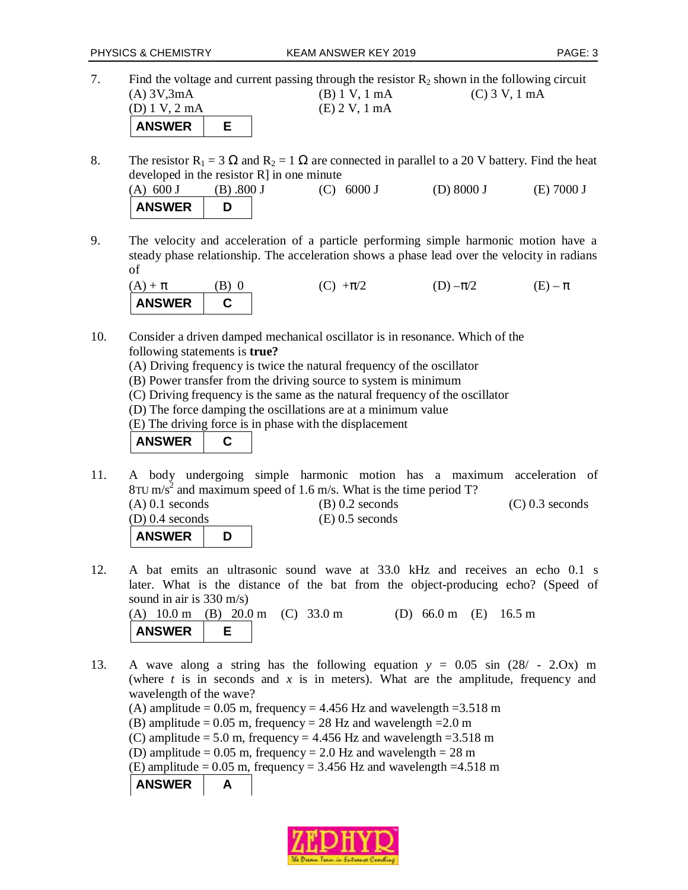7. Find the voltage and current passing through the resistor $R_2$ shown in the following circuit

(A) 3V,3mA (B) 1 V, 1 mA (C) 3 V, 1 mA
(D) 1 V, 2 mA (E) 2 V, 1 mA

| ANSWER | E |
|---|---|

8. The resistor $R_1 = 3\ \Omega$ and $R_2 = 1\ \Omega$ are connected in parallel to a 20 V battery. Find the heat developed in the resistor R] in one minute

(A) 600 J (B) .800 J (C) 6000 J (D) 8000 J (E) 7000 J

| ANSWER | D |
|---|---|

9. The velocity and acceleration of a particle performing simple harmonic motion have a steady phase relationship. The acceleration shows a phase lead over the velocity in radians of

(A) $+\pi$ (B) 0 (C) $+\pi/2$ (D) $-\pi/2$ (E) $-\pi$

| ANSWER | C |
|---|---|

10. Consider a driven damped mechanical oscillator is in resonance. Which of the following statements is **true?**

(A) Driving frequency is twice the natural frequency of the oscillator
(B) Power transfer from the driving source to system is minimum
(C) Driving frequency is the same as the natural frequency of the oscillator
(D) The force damping the oscillations are at a minimum value
(E) The driving force is in phase with the displacement

| ANSWER | C |
|---|---|

11. A body undergoing simple harmonic motion has a maximum acceleration of 8TU $m/s^2$ and maximum speed of 1.6 m/s. What is the time period T?

(A) 0.1 seconds (B) 0.2 seconds (C) 0.3 seconds
(D) 0.4 seconds (E) 0.5 seconds

| ANSWER | D |
|---|---|

12. A bat emits an ultrasonic sound wave at 33.0 kHz and receives an echo 0.1 s later. What is the distance of the bat from the object-producing echo? (Speed of sound in air is 330 m/s)

(A) 10.0 m (B) 20.0 m (C) 33.0 m (D) 66.0 m (E) 16.5 m

| ANSWER | E |
|---|---|

13. A wave along a string has the following equation $y$ = 0.05 sin (28/ - 2.Ox) m (where $t$ is in seconds and $x$ is in meters). What are the amplitude, frequency and wavelength of the wave?

(A) amplitude = 0.05 m, frequency = 4.456 Hz and wavelength =3.518 m
(B) amplitude = 0.05 m, frequency = 28 Hz and wavelength =2.0 m
(C) amplitude = 5.0 m, frequency = 4.456 Hz and wavelength =3.518 m
(D) amplitude = 0.05 m, frequency = 2.0 Hz and wavelength = 28 m
(E) amplitude = 0.05 m, frequency = 3.456 Hz and wavelength =4.518 m

| ANSWER | A |
|---|---|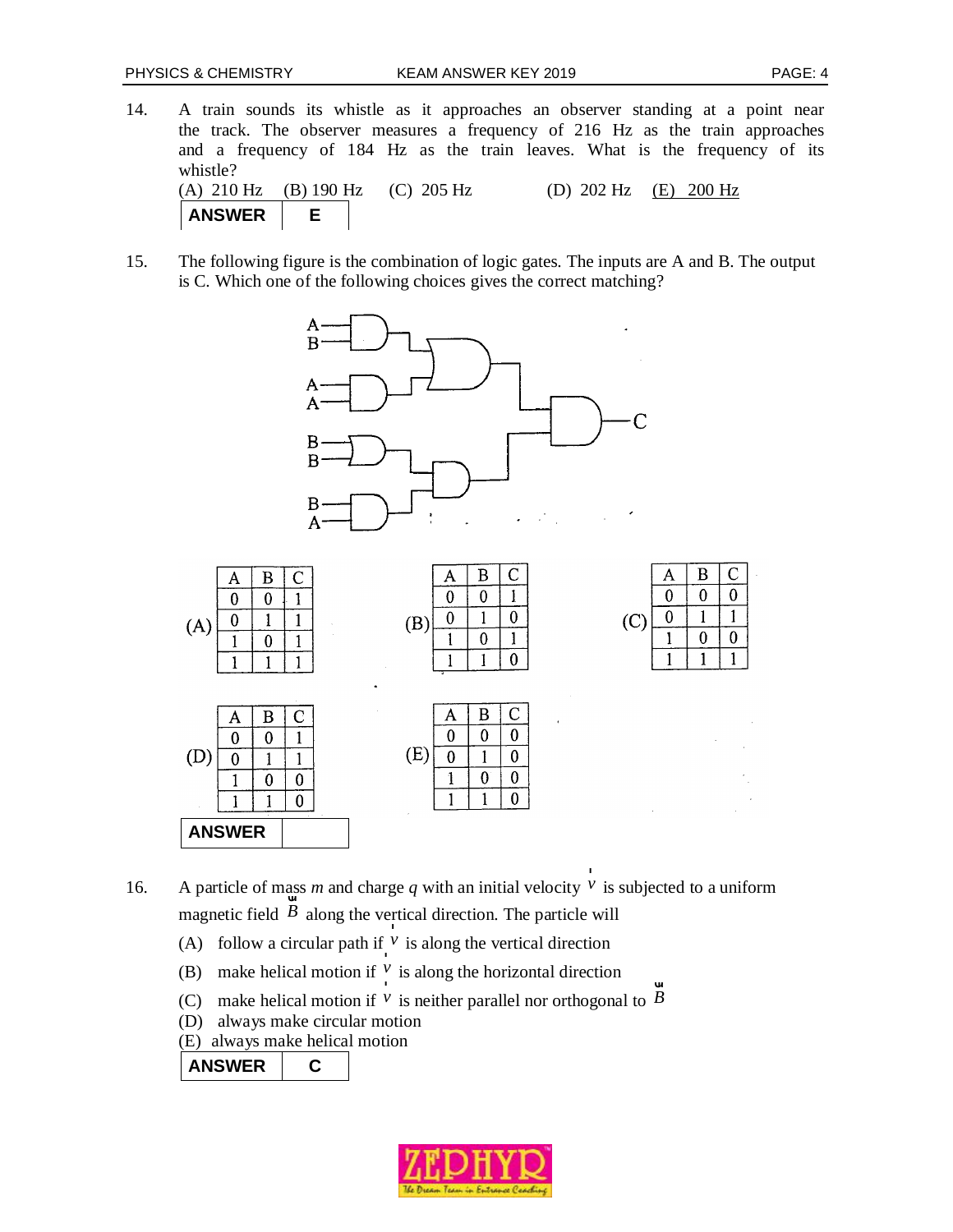14. A train sounds its whistle as it approaches an observer standing at a point near the track. The observer measures a frequency of 216 Hz as the train approaches and a frequency of 184 Hz as the train leaves. What is the frequency of its whistle?

(A) 210 Hz (B) 190 Hz (C) 205 Hz (D) 202 Hz (E) 200 Hz

| **ANSWER** | **E** |
|---|---|

15. The following figure is the combination of logic gates. The inputs are A and B. The output is C. Which one of the following choices gives the correct matching?

(A)

| A | B | C |
|---|---|---|
| 0 | 0 | 1 |
| 0 | 1 | 1 |
| 1 | 0 | 1 |
| 1 | 1 | 1 |

(B)

| A | B | C |
|---|---|---|
| 0 | 0 | 1 |
| 0 | 1 | 0 |
| 1 | 0 | 1 |
| 1 | 1 | 0 |

(C)

| A | B | C |
|---|---|---|
| 0 | 0 | 0 |
| 0 | 1 | 1 |
| 1 | 0 | 0 |
| 1 | 1 | 1 |

(D)

| A | B | C |
|---|---|---|
| 0 | 0 | 1 |
| 0 | 1 | 1 |
| 1 | 0 | 0 |
| 1 | 1 | 0 |

(E)

| A | B | C |
|---|---|---|
| 0 | 0 | 0 |
| 0 | 1 | 0 |
| 1 | 0 | 0 |
| 1 | 1 | 0 |

| **ANSWER** | |
|---|---|

16. A particle of mass $m$ and charge $q$ with an initial velocity $\vec{v}$ is subjected to a uniform magnetic field $\vec{B}$ along the vertical direction. The particle will

(A) follow a circular path if $\vec{v}$ is along the vertical direction

(B) make helical motion if $\vec{v}$ is along the horizontal direction

(C) make helical motion if $\vec{v}$ is neither parallel nor orthogonal to $\vec{B}$

(D) always make circular motion

(E) always make helical motion

| **ANSWER** | **C** |
|---|---|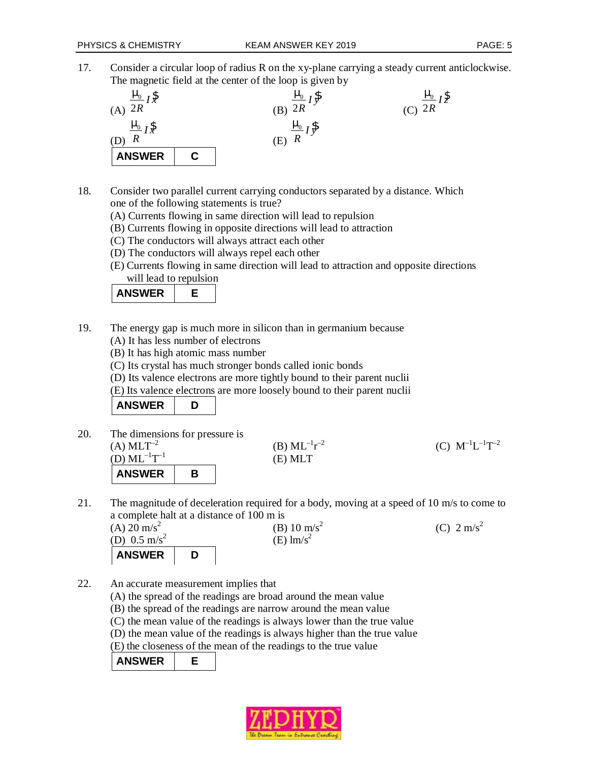17. Consider a circular loop of radius R on the xy-plane carrying a steady current anticlockwise. The magnetic field at the center of the loop is given by

(A) $\frac{\mu_0}{2R} I \hat{x}$  (B) $\frac{\mu_0}{2R} I \hat{y}$  (C) $\frac{\mu_0}{2R} I \hat{z}$
(D) $\frac{\mu_0}{R} I \hat{x}$  (E) $\frac{\mu_0}{R} I \hat{y}$

| ANSWER | C |
|---|---|

18. Consider two parallel current carrying conductors separated by a distance. Which one of the following statements is true?
(A) Currents flowing in same direction will lead to repulsion
(B) Currents flowing in opposite directions will lead to attraction
(C) The conductors will always attract each other
(D) The conductors will always repel each other
(E) Currents flowing in same direction will lead to attraction and opposite directions will lead to repulsion

| ANSWER | E |
|---|---|

19. The energy gap is much more in silicon than in germanium because
(A) It has less number of electrons
(B) It has high atomic mass number
(C) Its crystal has much stronger bonds called ionic bonds
(D) Its valence electrons are more tightly bound to their parent nuclii
(E) Its valence electrons are more loosely bound to their parent nuclii

| ANSWER | D |
|---|---|

20. The dimensions for pressure is
(A) $MLT^{-2}$  (B) $ML^{-1}T^{-2}$  (C) $M^{-1}L^{-1}T^{-2}$
(D) $ML^{-1}T^{-1}$  (E) MLT

| ANSWER | B |
|---|---|

21. The magnitude of deceleration required for a body, moving at a speed of 10 m/s to come to a complete halt at a distance of 100 m is
(A) 20 $m/s^2$  (B) 10 $m/s^2$  (C) 2 $m/s^2$
(D) 0.5 $m/s^2$  (E) 1 $m/s^2$

| ANSWER | D |
|---|---|

22. An accurate measurement implies that
(A) the spread of the readings are broad around the mean value
(B) the spread of the readings are narrow around the mean value
(C) the mean value of the readings is always lower than the true value
(D) the mean value of the readings is always higher than the true value
(E) the closeness of the mean of the readings to the true value

| ANSWER | E |
|---|---|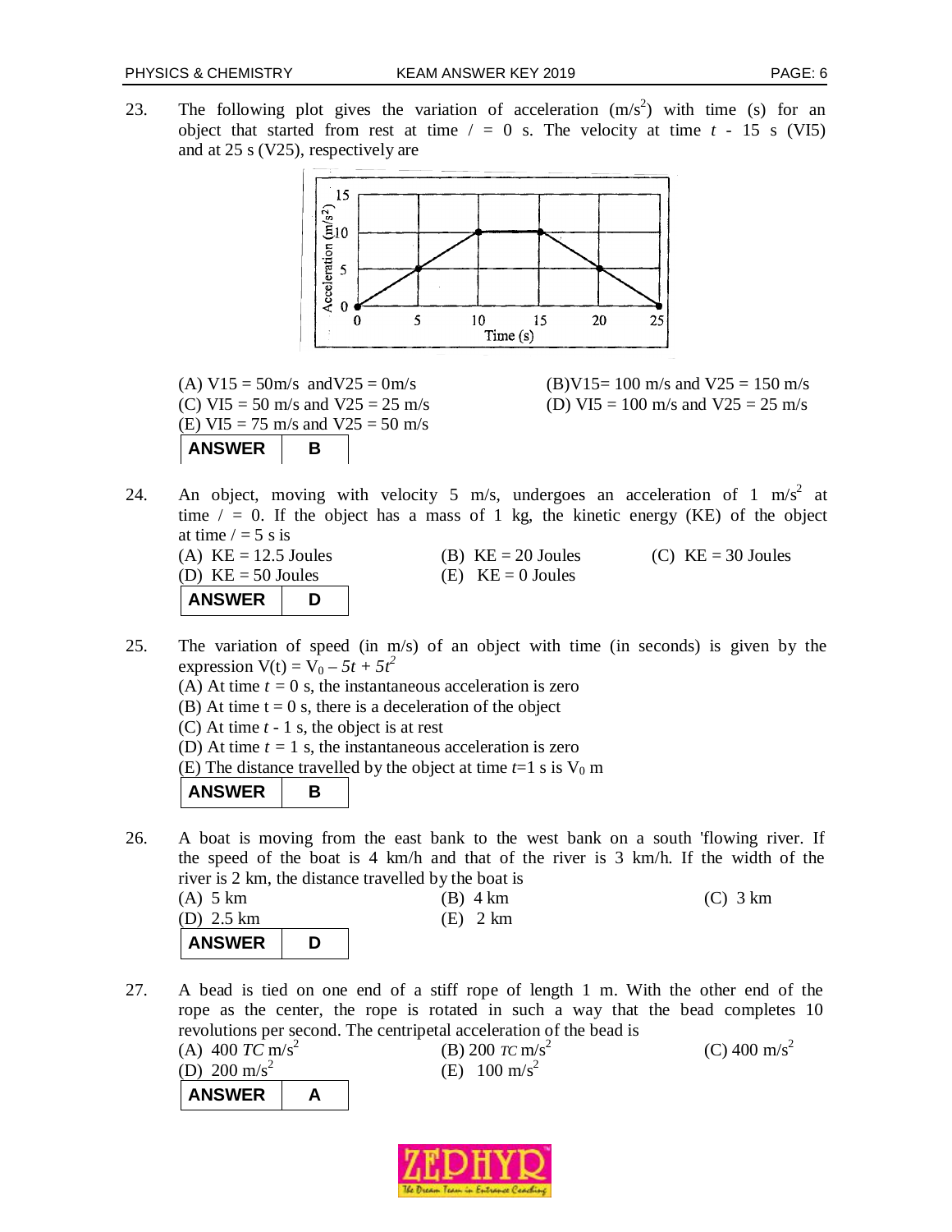23. The following plot gives the variation of acceleration ($m/s^2$) with time (s) for an object that started from rest at time / = 0 s. The velocity at time $t$ - 15 s (VI5) and at 25 s (V25), respectively are

(A) V15 = 50m/s andV25 = 0m/s
(B)V15= 100 m/s and V25 = 150 m/s
(C) VI5 = 50 m/s and V25 = 25 m/s
(D) VI5 = 100 m/s and V25 = 25 m/s
(E) VI5 = 75 m/s and V25 = 50 m/s

| **ANSWER** | **B** |
|---|---|

24. An object, moving with velocity 5 m/s, undergoes an acceleration of 1 $m/s^2$ at time / = 0. If the object has a mass of 1 kg, the kinetic energy (KE) of the object at time / = 5 s is

(A) KE = 12.5 Joules
(B) KE = 20 Joules
(C) KE = 30 Joules
(D) KE = 50 Joules
(E) KE = 0 Joules

| **ANSWER** | **D** |
|---|---|

25. The variation of speed (in m/s) of an object with time (in seconds) is given by the expression $V(t) = V_0 - 5t + 5t^2$

(A) At time $t$ = 0 s, the instantaneous acceleration is zero
(B) At time t = 0 s, there is a deceleration of the object
(C) At time $t$ - 1 s, the object is at rest
(D) At time $t$ = 1 s, the instantaneous acceleration is zero
(E) The distance travelled by the object at time $t$=1 s is $V_0$ m

| **ANSWER** | **B** |
|---|---|

26. A boat is moving from the east bank to the west bank on a south 'flowing river. If the speed of the boat is 4 km/h and that of the river is 3 km/h. If the width of the river is 2 km, the distance travelled by the boat is

(A) 5 km
(B) 4 km
(C) 3 km
(D) 2.5 km
(E) 2 km

| **ANSWER** | **D** |
|---|---|

27. A bead is tied on one end of a stiff rope of length 1 m. With the other end of the rope as the center, the rope is rotated in such a way that the bead completes 10 revolutions per second. The centripetal acceleration of the bead is

(A) 400 *TC* $m/s^2$
(B) 200 *TC* $m/s^2$
(C) 400 $m/s^2$
(D) 200 $m/s^2$
(E) 100 $m/s^2$

| **ANSWER** | **A** |
|---|---|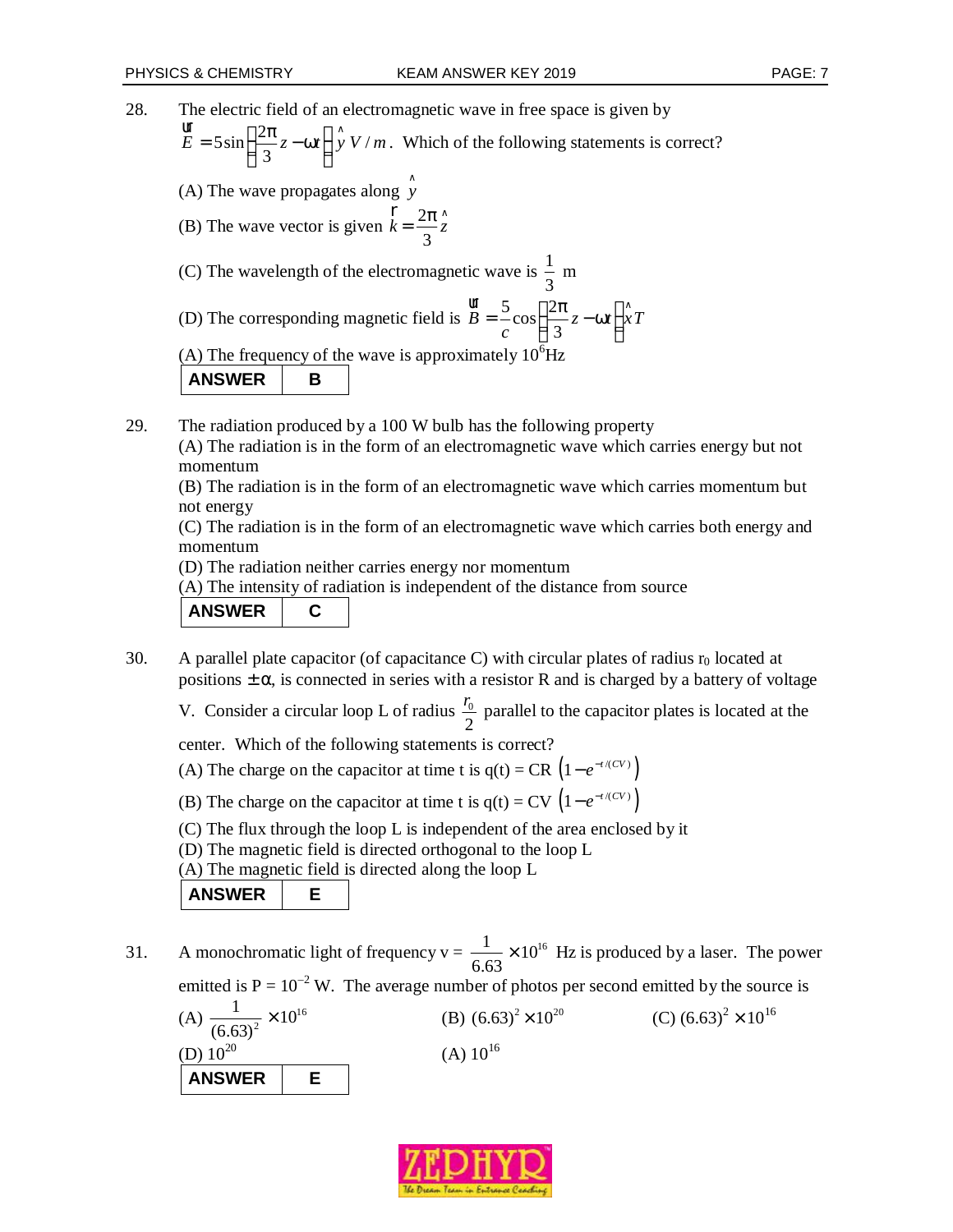28. The electric field of an electromagnetic wave in free space is given by $\vec{E} = 5\sin\left(\frac{2\pi}{3}z - \omega t\right)\hat{y}\ V/m$. Which of the following statements is correct?

(A) The wave propagates along $\hat{y}$

(B) The wave vector is given $\vec{k} = \frac{2\pi}{3}\hat{z}$

(C) The wavelength of the electromagnetic wave is $\frac{1}{3}$ m

(D) The corresponding magnetic field is $\vec{B} = \frac{5}{c}\cos\left(\frac{2\pi}{3}z - \omega t\right)\hat{x}T$

(A) The frequency of the wave is approximately $10^6$Hz

| ANSWER | B |
|---|---|

29. The radiation produced by a 100 W bulb has the following property

(A) The radiation is in the form of an electromagnetic wave which carries energy but not momentum

(B) The radiation is in the form of an electromagnetic wave which carries momentum but not energy

(C) The radiation is in the form of an electromagnetic wave which carries both energy and momentum

(D) The radiation neither carries energy nor momentum

(A) The intensity of radiation is independent of the distance from source

| ANSWER | C |
|---|---|

30. A parallel plate capacitor (of capacitance C) with circular plates of radius $r_0$ located at positions $\pm\alpha$, is connected in series with a resistor R and is charged by a battery of voltage V. Consider a circular loop L of radius $\frac{r_0}{2}$ parallel to the capacitor plates is located at the center. Which of the following statements is correct?

(A) The charge on the capacitor at time t is $q(t) = CR\left(1 - e^{-t/(CV)}\right)$

(B) The charge on the capacitor at time t is $q(t) = CV\left(1 - e^{-t/(CV)}\right)$

(C) The flux through the loop L is independent of the area enclosed by it

(D) The magnetic field is directed orthogonal to the loop L

(A) The magnetic field is directed along the loop L

| ANSWER | E |
|---|---|

31. A monochromatic light of frequency $v = \frac{1}{6.63} \times 10^{16}$ Hz is produced by a laser. The power emitted is $P = 10^{-2}$ W. The average number of photos per second emitted by the source is

(A) $\frac{1}{(6.63)^2} \times 10^{16}$ (B) $(6.63)^2 \times 10^{20}$ (C) $(6.63)^2 \times 10^{16}$

(D) $10^{20}$ (A) $10^{16}$

| ANSWER | E |
|---|---|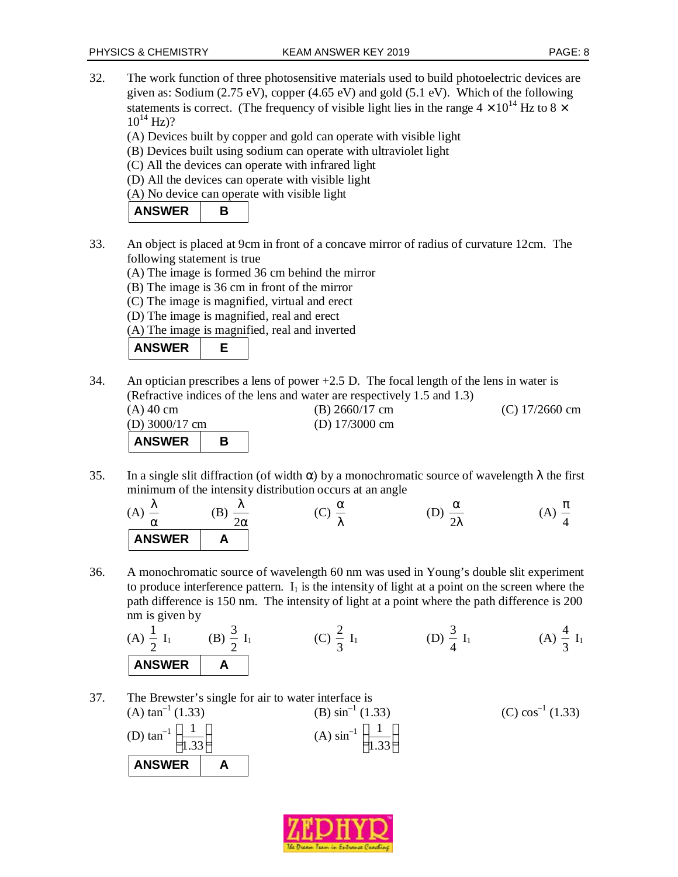32. The work function of three photosensitive materials used to build photoelectric devices are given as: Sodium (2.75 eV), copper (4.65 eV) and gold (5.1 eV). Which of the following statements is correct. (The frequency of visible light lies in the range $4 \times 10^{14}$ Hz to $8 \times 10^{14}$ Hz)?
(A) Devices built by copper and gold can operate with visible light
(B) Devices built using sodium can operate with ultraviolet light
(C) All the devices can operate with infrared light
(D) All the devices can operate with visible light
(A) No device can operate with visible light

| ANSWER | B |
|---|---|

33. An object is placed at 9cm in front of a concave mirror of radius of curvature 12cm. The following statement is true
(A) The image is formed 36 cm behind the mirror
(B) The image is 36 cm in front of the mirror
(C) The image is magnified, virtual and erect
(D) The image is magnified, real and erect
(A) The image is magnified, real and inverted

| ANSWER | E |
|---|---|

34. An optician prescribes a lens of power +2.5 D. The focal length of the lens in water is (Refractive indices of the lens and water are respectively 1.5 and 1.3)
(A) 40 cm (B) 2660/17 cm (C) 17/2660 cm
(D) 3000/17 cm (D) 17/3000 cm

| ANSWER | B |
|---|---|

35. In a single slit diffraction (of width $\alpha$) by a monochromatic source of wavelength $\lambda$ the first minimum of the intensity distribution occurs at an angle
(A) $\frac{\lambda}{\alpha}$ (B) $\frac{\lambda}{2\alpha}$ (C) $\frac{\alpha}{\lambda}$ (D) $\frac{\alpha}{2\lambda}$ (A) $\frac{\pi}{4}$

| ANSWER | A |
|---|---|

36. A monochromatic source of wavelength 60 nm was used in Young's double slit experiment to produce interference pattern. $I_1$ is the intensity of light at a point on the screen where the path difference is 150 nm. The intensity of light at a point where the path difference is 200 nm is given by
(A) $\frac{1}{2} I_1$ (B) $\frac{3}{2} I_1$ (C) $\frac{2}{3} I_1$ (D) $\frac{3}{4} I_1$ (A) $\frac{4}{3} I_1$

| ANSWER | A |
|---|---|

37. The Brewster's single for air to water interface is
(A) $\tan^{-1}(1.33)$ (B) $\sin^{-1}(1.33)$ (C) $\cos^{-1}(1.33)$
(D) $\tan^{-1}\left(\frac{1}{1.33}\right)$ (A) $\sin^{-1}\left(\frac{1}{1.33}\right)$

| ANSWER | A |
|---|---|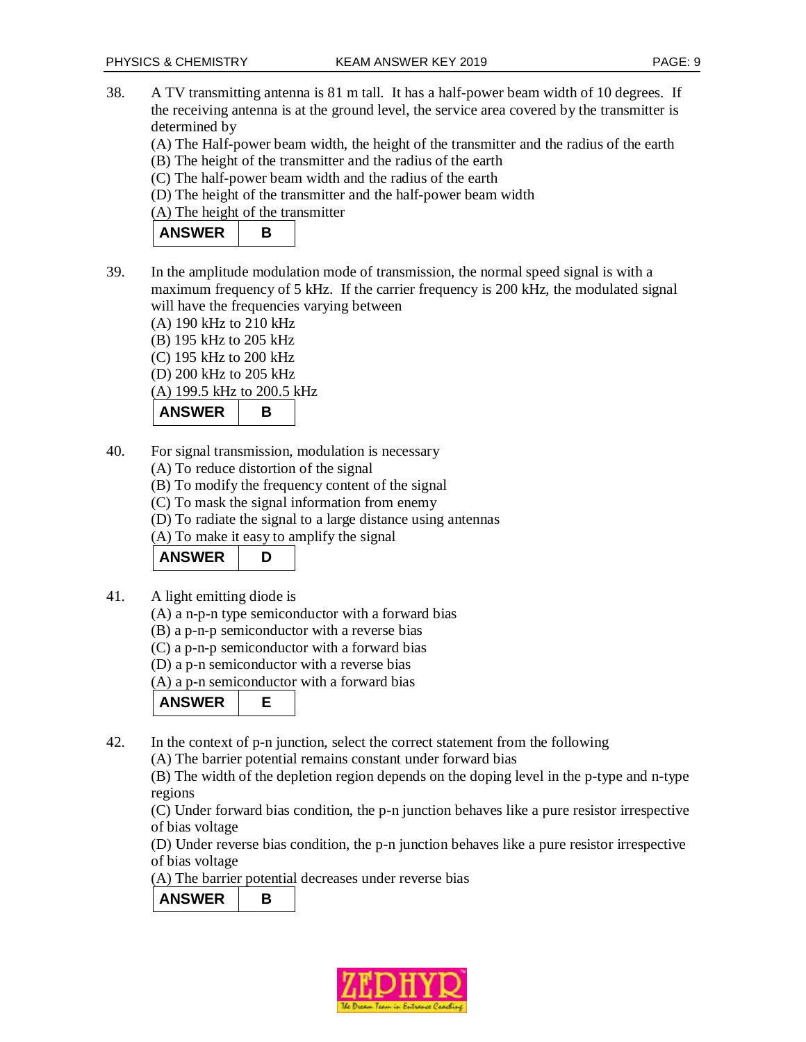38. A TV transmitting antenna is 81 m tall. It has a half-power beam width of 10 degrees. If the receiving antenna is at the ground level, the service area covered by the transmitter is determined by
(A) The Half-power beam width, the height of the transmitter and the radius of the earth
(B) The height of the transmitter and the radius of the earth
(C) The half-power beam width and the radius of the earth
(D) The height of the transmitter and the half-power beam width
(A) The height of the transmitter

| ANSWER | B |
|---|---|

39. In the amplitude modulation mode of transmission, the normal speed signal is with a maximum frequency of 5 kHz. If the carrier frequency is 200 kHz, the modulated signal will have the frequencies varying between
(A) 190 kHz to 210 kHz
(B) 195 kHz to 205 kHz
(C) 195 kHz to 200 kHz
(D) 200 kHz to 205 kHz
(A) 199.5 kHz to 200.5 kHz

| ANSWER | B |
|---|---|

40. For signal transmission, modulation is necessary
(A) To reduce distortion of the signal
(B) To modify the frequency content of the signal
(C) To mask the signal information from enemy
(D) To radiate the signal to a large distance using antennas
(A) To make it easy to amplify the signal

| ANSWER | D |
|---|---|

41. A light emitting diode is
(A) a n-p-n type semiconductor with a forward bias
(B) a p-n-p semiconductor with a reverse bias
(C) a p-n-p semiconductor with a forward bias
(D) a p-n semiconductor with a reverse bias
(A) a p-n semiconductor with a forward bias

| ANSWER | E |
|---|---|

42. In the context of p-n junction, select the correct statement from the following
(A) The barrier potential remains constant under forward bias
(B) The width of the depletion region depends on the doping level in the p-type and n-type regions
(C) Under forward bias condition, the p-n junction behaves like a pure resistor irrespective of bias voltage
(D) Under reverse bias condition, the p-n junction behaves like a pure resistor irrespective of bias voltage
(A) The barrier potential decreases under reverse bias

| ANSWER | B |
|---|---|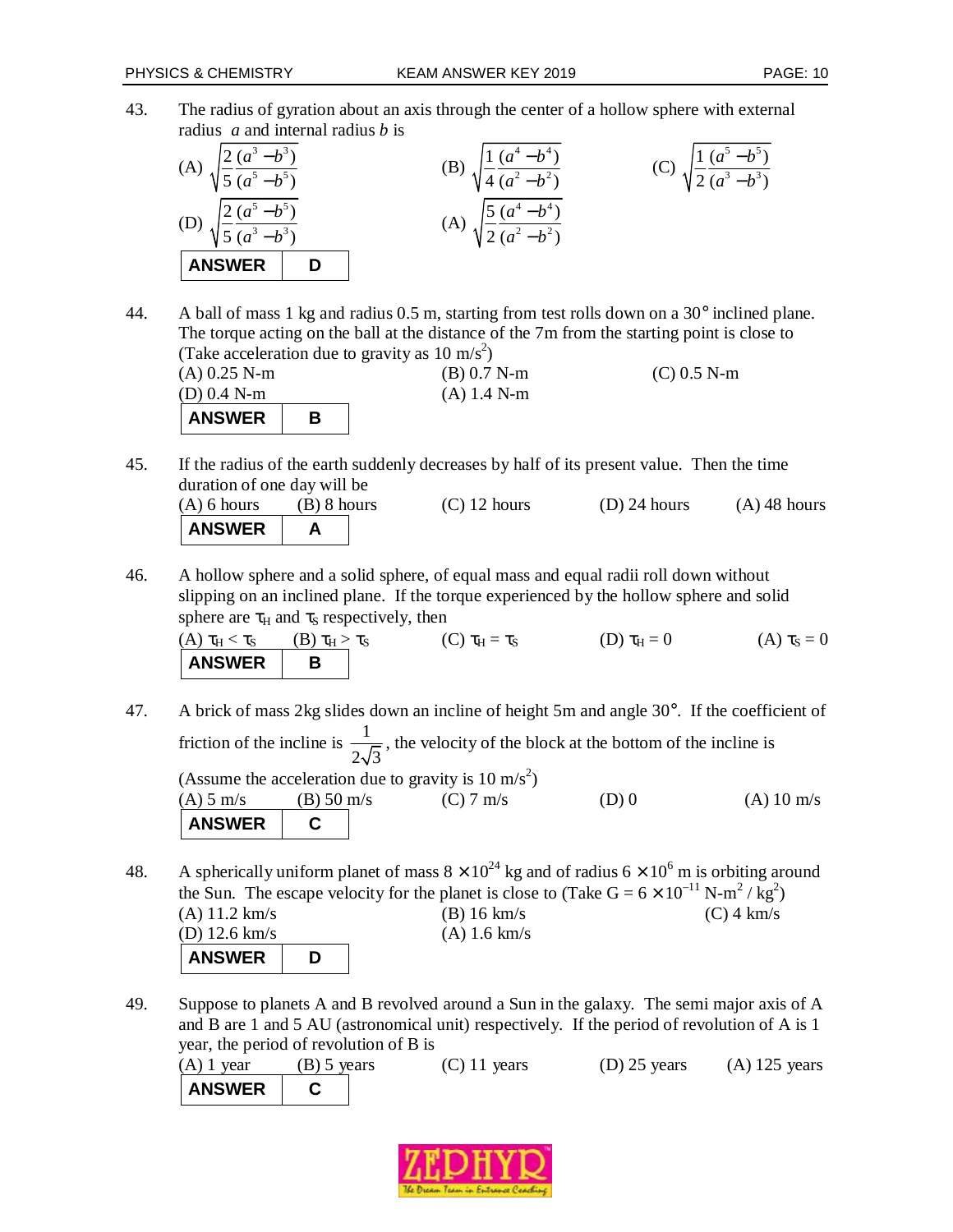43. The radius of gyration about an axis through the center of a hollow sphere with external radius *a* and internal radius *b* is

(A) $\sqrt{\frac{2}{5}\frac{(a^3-b^3)}{(a^5-b^5)}}$ (B) $\sqrt{\frac{1}{4}\frac{(a^4-b^4)}{(a^2-b^2)}}$ (C) $\sqrt{\frac{1}{2}\frac{(a^5-b^5)}{(a^3-b^3)}}$

(D) $\sqrt{\frac{2}{5}\frac{(a^5-b^5)}{(a^3-b^3)}}$ (A) $\sqrt{\frac{5}{2}\frac{(a^4-b^4)}{(a^2-b^2)}}$

| ANSWER | D |
|---|---|

44. A ball of mass 1 kg and radius 0.5 m, starting from test rolls down on a 30° inclined plane. The torque acting on the ball at the distance of the 7m from the starting point is close to (Take acceleration due to gravity as 10 m/s$^2$)

(A) 0.25 N-m (B) 0.7 N-m (C) 0.5 N-m

(D) 0.4 N-m (A) 1.4 N-m

| ANSWER | B |
|---|---|

45. If the radius of the earth suddenly decreases by half of its present value. Then the time duration of one day will be

(A) 6 hours (B) 8 hours (C) 12 hours (D) 24 hours (A) 48 hours

| ANSWER | A |
|---|---|

46. A hollow sphere and a solid sphere, of equal mass and equal radii roll down without slipping on an inclined plane. If the torque experienced by the hollow sphere and solid sphere are $\tau_H$ and $\tau_S$ respectively, then

(A) $\tau_H < \tau_S$ (B) $\tau_H > \tau_S$ (C) $\tau_H = \tau_S$ (D) $\tau_H = 0$ (A) $\tau_S = 0$

| ANSWER | B |
|---|---|

47. A brick of mass 2kg slides down an incline of height 5m and angle 30°. If the coefficient of friction of the incline is $\frac{1}{2\sqrt{3}}$, the velocity of the block at the bottom of the incline is (Assume the acceleration due to gravity is 10 m/s$^2$)

(A) 5 m/s (B) 50 m/s (C) 7 m/s (D) 0 (A) 10 m/s

| ANSWER | C |
|---|---|

48. A spherically uniform planet of mass $8 \times 10^{24}$ kg and of radius $6 \times 10^{6}$ m is orbiting around the Sun. The escape velocity for the planet is close to (Take G = $6 \times 10^{-11}$ N-m$^2$ / kg$^2$)

(A) 11.2 km/s (B) 16 km/s (C) 4 km/s

(D) 12.6 km/s (A) 1.6 km/s

| ANSWER | D |
|---|---|

49. Suppose to planets A and B revolved around a Sun in the galaxy. The semi major axis of A and B are 1 and 5 AU (astronomical unit) respectively. If the period of revolution of A is 1 year, the period of revolution of B is

(A) 1 year (B) 5 years (C) 11 years (D) 25 years (A) 125 years

| ANSWER | C |
|---|---|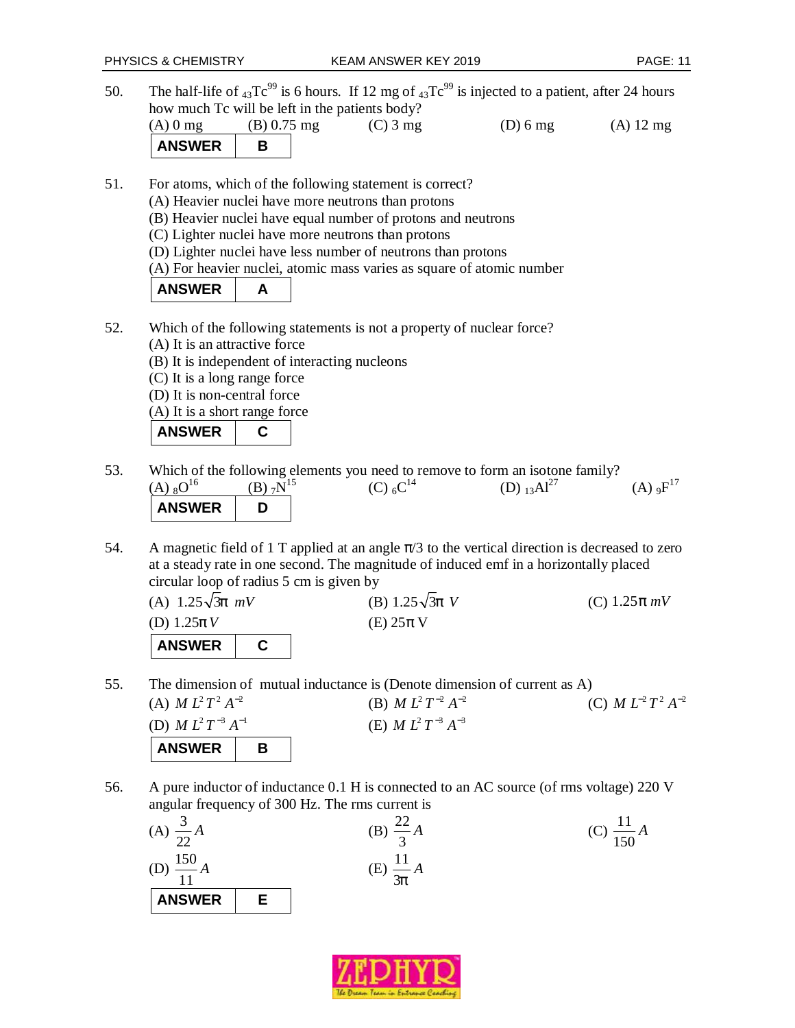50. The half-life of $_{43}Tc^{99}$ is 6 hours. If 12 mg of $_{43}Tc^{99}$ is injected to a patient, after 24 hours how much Tc will be left in the patients body?

(A) 0 mg (B) 0.75 mg (C) 3 mg (D) 6 mg (A) 12 mg

| ANSWER | B |
|---|---|

51. For atoms, which of the following statement is correct?

(A) Heavier nuclei have more neutrons than protons
(B) Heavier nuclei have equal number of protons and neutrons
(C) Lighter nuclei have more neutrons than protons
(D) Lighter nuclei have less number of neutrons than protons
(A) For heavier nuclei, atomic mass varies as square of atomic number

| ANSWER | A |
|---|---|

52. Which of the following statements is not a property of nuclear force?

(A) It is an attractive force
(B) It is independent of interacting nucleons
(C) It is a long range force
(D) It is non-central force
(A) It is a short range force

| ANSWER | C |
|---|---|

53. Which of the following elements you need to remove to form an isotone family?

(A) $_{8}O^{16}$ (B) $_{7}N^{15}$ (C) $_{6}C^{14}$ (D) $_{13}Al^{27}$ (A) $_{9}F^{17}$

| ANSWER | D |
|---|---|

54. A magnetic field of 1 T applied at an angle $\pi/3$ to the vertical direction is decreased to zero at a steady rate in one second. The magnitude of induced emf in a horizontally placed circular loop of radius 5 cm is given by

(A) $1.25\sqrt{3}\pi\ mV$ (B) $1.25\sqrt{3}\pi\ V$ (C) $1.25\pi\ mV$
(D) $1.25\pi\ V$ (E) $25\pi$ V

| ANSWER | C |
|---|---|

55. The dimension of mutual inductance is (Denote dimension of current as A)

(A) $M\,L^2\,T^2\,A^{-2}$ (B) $M\,L^2\,T^{-2}\,A^{-2}$ (C) $M\,L^{-2}\,T^2\,A^{-2}$
(D) $M\,L^2\,T^{-3}\,A^{-1}$ (E) $M\,L^2\,T^{-3}\,A^{-3}$

| ANSWER | B |
|---|---|

56. A pure inductor of inductance 0.1 H is connected to an AC source (of rms voltage) 220 V angular frequency of 300 Hz. The rms current is

(A) $\frac{3}{22}A$ (B) $\frac{22}{3}A$ (C) $\frac{11}{150}A$
(D) $\frac{150}{11}A$ (E) $\frac{11}{3\pi}A$

| ANSWER | E |
|---|---|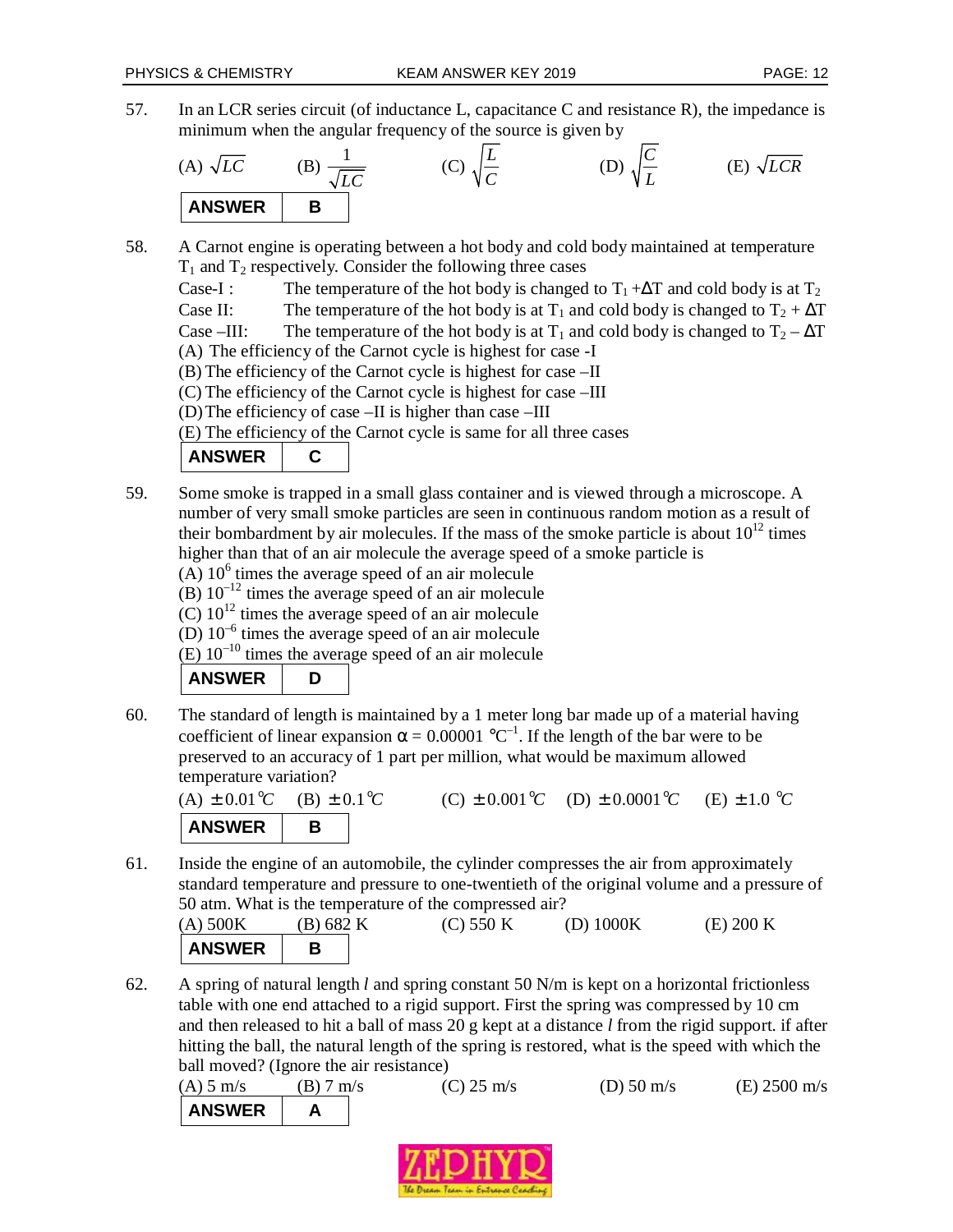57. In an LCR series circuit (of inductance L, capacitance C and resistance R), the impedance is minimum when the angular frequency of the source is given by

(A) $\sqrt{LC}$ (B) $\frac{1}{\sqrt{LC}}$ (C) $\sqrt{\frac{L}{C}}$ (D) $\sqrt{\frac{C}{L}}$ (E) $\sqrt{LCR}$

| ANSWER | B |
|---|---|

58. A Carnot engine is operating between a hot body and cold body maintained at temperature $T_1$ and $T_2$ respectively. Consider the following three cases

Case-I : The temperature of the hot body is changed to $T_1 + \Delta T$ and cold body is at $T_2$

Case II: The temperature of the hot body is at $T_1$ and cold body is changed to $T_2 + \Delta T$

Case –III: The temperature of the hot body is at $T_1$ and cold body is changed to $T_2 - \Delta T$

(A) The efficiency of the Carnot cycle is highest for case -I
(B) The efficiency of the Carnot cycle is highest for case –II
(C) The efficiency of the Carnot cycle is highest for case –III
(D) The efficiency of case –II is higher than case –III
(E) The efficiency of the Carnot cycle is same for all three cases

| ANSWER | C |
|---|---|

59. Some smoke is trapped in a small glass container and is viewed through a microscope. A number of very small smoke particles are seen in continuous random motion as a result of their bombardment by air molecules. If the mass of the smoke particle is about $10^{12}$ times higher than that of an air molecule the average speed of a smoke particle is

(A) $10^{6}$ times the average speed of an air molecule
(B) $10^{-12}$ times the average speed of an air molecule
(C) $10^{12}$ times the average speed of an air molecule
(D) $10^{-6}$ times the average speed of an air molecule
(E) $10^{-10}$ times the average speed of an air molecule

| ANSWER | D |
|---|---|

60. The standard of length is maintained by a 1 meter long bar made up of a material having coefficient of linear expansion $\alpha = 0.00001\ ^\circ C^{-1}$. If the length of the bar were to be preserved to an accuracy of 1 part per million, what would be maximum allowed temperature variation?

(A) $\pm 0.01^\circ C$ (B) $\pm 0.1^\circ C$ (C) $\pm 0.001^\circ C$ (D) $\pm 0.0001^\circ C$ (E) $\pm 1.0\ ^\circ C$

| ANSWER | B |
|---|---|

61. Inside the engine of an automobile, the cylinder compresses the air from approximately standard temperature and pressure to one-twentieth of the original volume and a pressure of 50 atm. What is the temperature of the compressed air?

(A) 500K (B) 682 K (C) 550 K (D) 1000K (E) 200 K

| ANSWER | B |
|---|---|

62. A spring of natural length *l* and spring constant 50 N/m is kept on a horizontal frictionless table with one end attached to a rigid support. First the spring was compressed by 10 cm and then released to hit a ball of mass 20 g kept at a distance *l* from the rigid support. if after hitting the ball, the natural length of the spring is restored, what is the speed with which the ball moved? (Ignore the air resistance)

(A) 5 m/s (B) 7 m/s (C) 25 m/s (D) 50 m/s (E) 2500 m/s

| ANSWER | A |
|---|---|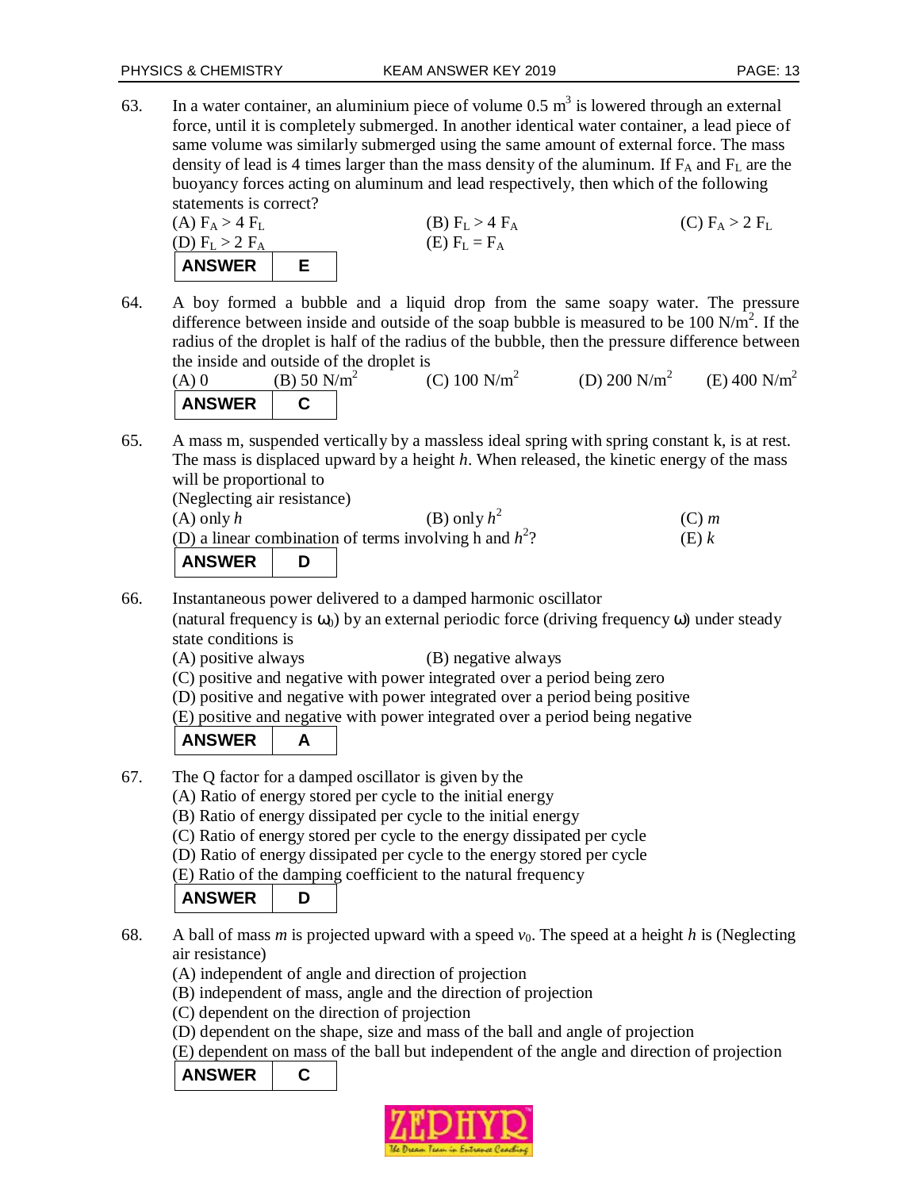63. In a water container, an aluminium piece of volume 0.5 $m^3$ is lowered through an external force, until it is completely submerged. In another identical water container, a lead piece of same volume was similarly submerged using the same amount of external force. The mass density of lead is 4 times larger than the mass density of the aluminum. If $F_A$ and $F_L$ are the buoyancy forces acting on aluminum and lead respectively, then which of the following statements is correct?

(A) $F_A > 4\ F_L$  (B) $F_L > 4\ F_A$  (C) $F_A > 2\ F_L$
(D) $F_L > 2\ F_A$  (E) $F_L = F_A$

| ANSWER | E |
|---|---|

64. A boy formed a bubble and a liquid drop from the same soapy water. The pressure difference between inside and outside of the soap bubble is measured to be 100 $N/m^2$. If the radius of the droplet is half of the radius of the bubble, then the pressure difference between the inside and outside of the droplet is

(A) 0  (B) 50 $N/m^2$  (C) 100 $N/m^2$  (D) 200 $N/m^2$  (E) 400 $N/m^2$

| ANSWER | C |
|---|---|

65. A mass m, suspended vertically by a massless ideal spring with spring constant k, is at rest. The mass is displaced upward by a height $h$. When released, the kinetic energy of the mass will be proportional to
(Neglecting air resistance)

(A) only $h$  (B) only $h^2$  (C) $m$
(D) a linear combination of terms involving h and $h^2$?  (E) $k$

| ANSWER | D |
|---|---|

66. Instantaneous power delivered to a damped harmonic oscillator
(natural frequency is $\omega_0$) by an external periodic force (driving frequency $\omega$) under steady state conditions is

(A) positive always  (B) negative always
(C) positive and negative with power integrated over a period being zero
(D) positive and negative with power integrated over a period being positive
(E) positive and negative with power integrated over a period being negative

| ANSWER | A |
|---|---|

67. The Q factor for a damped oscillator is given by the

(A) Ratio of energy stored per cycle to the initial energy
(B) Ratio of energy dissipated per cycle to the initial energy
(C) Ratio of energy stored per cycle to the energy dissipated per cycle
(D) Ratio of energy dissipated per cycle to the energy stored per cycle
(E) Ratio of the damping coefficient to the natural frequency

| ANSWER | D |
|---|---|

68. A ball of mass $m$ is projected upward with a speed $v_0$. The speed at a height $h$ is (Neglecting air resistance)

(A) independent of angle and direction of projection
(B) independent of mass, angle and the direction of projection
(C) dependent on the direction of projection
(D) dependent on the shape, size and mass of the ball and angle of projection
(E) dependent on mass of the ball but independent of the angle and direction of projection

| ANSWER | C |
|---|---|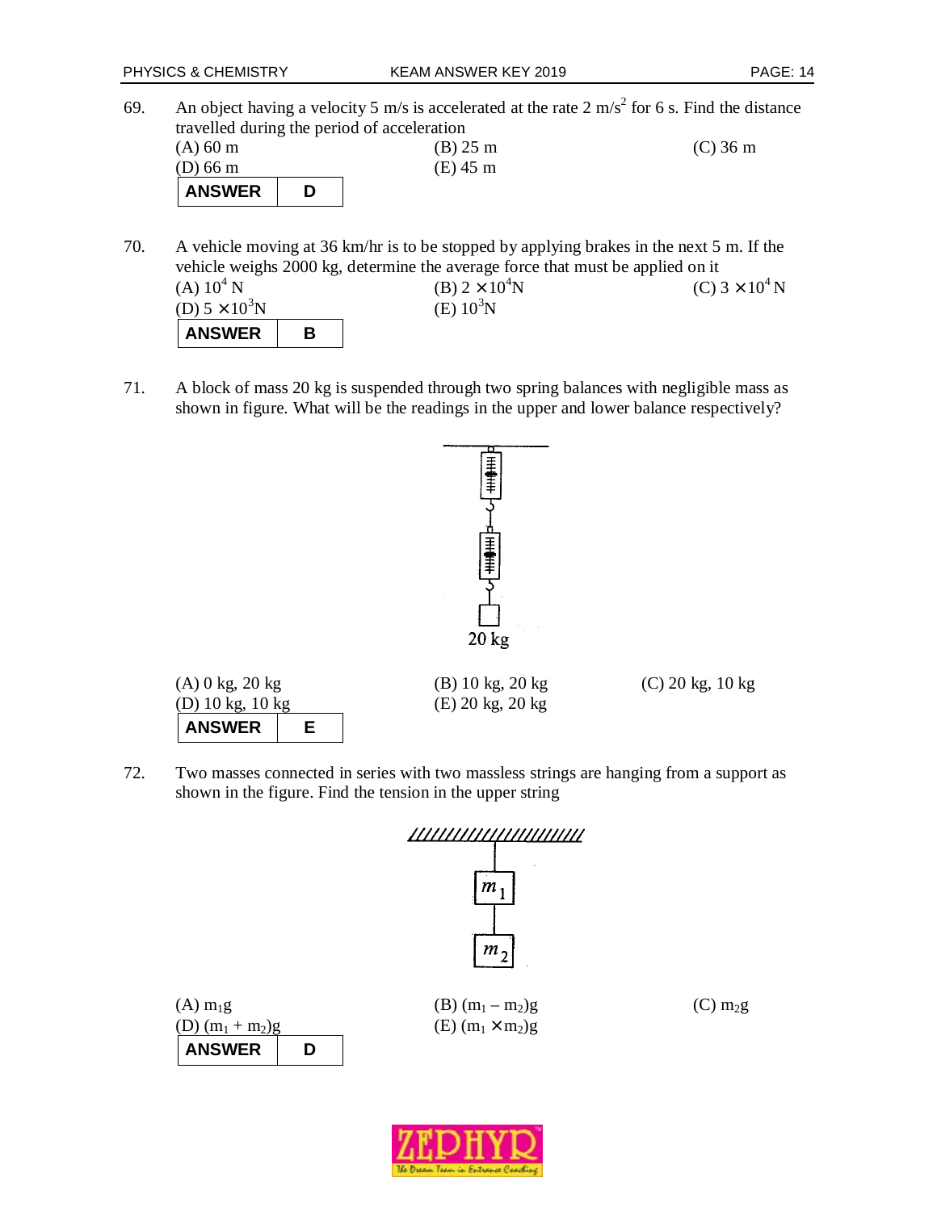69. An object having a velocity 5 m/s is accelerated at the rate 2 $m/s^2$ for 6 s. Find the distance travelled during the period of acceleration

(A) 60 m
(B) 25 m
(C) 36 m
(D) 66 m
(E) 45 m

| ANSWER | D |
|---|---|

70. A vehicle moving at 36 km/hr is to be stopped by applying brakes in the next 5 m. If the vehicle weighs 2000 kg, determine the average force that must be applied on it

(A) $10^4$ N
(B) $2 \times 10^4$N
(C) $3 \times 10^4$ N
(D) $5 \times 10^3$N
(E) $10^3$N

| ANSWER | B |
|---|---|

71. A block of mass 20 kg is suspended through two spring balances with negligible mass as shown in figure. What will be the readings in the upper and lower balance respectively?

20 kg

(A) 0 kg, 20 kg
(B) 10 kg, 20 kg
(C) 20 kg, 10 kg
(D) 10 kg, 10 kg
(E) 20 kg, 20 kg

| ANSWER | E |
|---|---|

72. Two masses connected in series with two massless strings are hanging from a support as shown in the figure. Find the tension in the upper string

$m_1$

$m_2$

(A) $m_1g$
(B) $(m_1 - m_2)g$
(C) $m_2g$
(D) $(m_1 + m_2)g$
(E) $(m_1 \times m_2)g$

| ANSWER | D |
|---|---|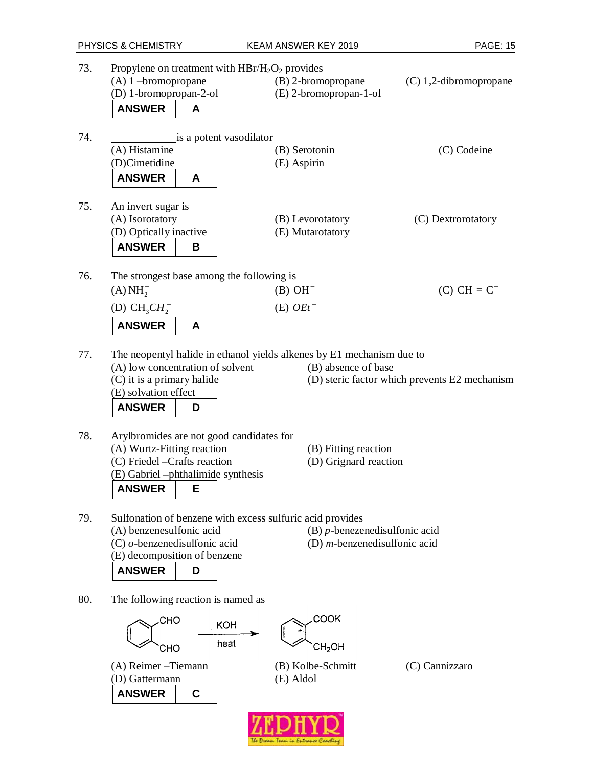73. Propylene on treatment with $HBr/H_2O_2$ provides

(A) 1 –bromopropane (B) 2-bromopropane (C) 1,2-dibromopropane
(D) 1-bromopropan-2-ol (E) 2-bromopropan-1-ol

| ANSWER | A |
|---|---|

74. ___________ is a potent vasodilator

(A) Histamine (B) Serotonin (C) Codeine
(D)Cimetidine (E) Aspirin

| ANSWER | A |
|---|---|

75. An invert sugar is

(A) Isorotatory (B) Levorotatory (C) Dextrorotatory
(D) Optically inactive (E) Mutarotatory

| ANSWER | B |
|---|---|

76. The strongest base among the following is

(A) $NH_2^-$ (B) $OH^-$ (C) $CH \equiv C^-$
(D) $CH_3CH_2^-$ (E) $OEt^-$

| ANSWER | A |
|---|---|

77. The neopentyl halide in ethanol yields alkenes by E1 mechanism due to

(A) low concentration of solvent (B) absence of base
(C) it is a primary halide (D) steric factor which prevents E2 mechanism
(E) solvation effect

| ANSWER | D |
|---|---|

78. Arylbromides are not good candidates for

(A) Wurtz-Fitting reaction (B) Fitting reaction
(C) Friedel –Crafts reaction (D) Grignard reaction
(E) Gabriel –phthalimide synthesis

| ANSWER | E |
|---|---|

79. Sulfonation of benzene with excess sulfuric acid provides

(A) benzenesulfonic acid (B) *p*-benezenedisulfonic acid
(C) *o*-benzenedisulfonic acid (D) *m*-benzenedisulfonic acid
(E) decomposition of benzene

| ANSWER | D |
|---|---|

80. The following reaction is named as

$$C_6H_4(CHO)_2 \xrightarrow[\text{heat}]{KOH} C_6H_4(COOK)(CH_2OH)$$

(A) Reimer –Tiemann (B) Kolbe-Schmitt (C) Cannizzaro
(D) Gattermann (E) Aldol

| ANSWER | C |
|---|---|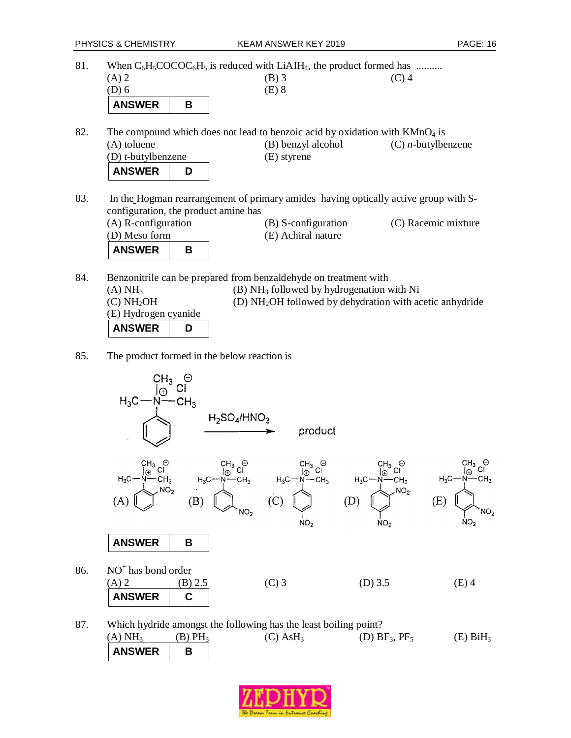81. When $C_6H_5COCOC_6H_5$ is reduced with $LiAlH_4$, the product formed has ..........

(A) 2 (B) 3 (C) 4
(D) 6 (E) 8

| ANSWER | B |
|---|---|

82. The compound which does not lead to benzoic acid by oxidation with $KMnO_4$ is

(A) toluene (B) benzyl alcohol (C) *n*-butylbenzene
(D) *t*-butylbenzene (E) styrene

| ANSWER | D |
|---|---|

83. In the Hogman rearrangement of primary amides having optically active group with S-configuration, the product amine has

(A) R-configuration (B) S-configuration (C) Racemic mixture
(D) Meso form (E) Achiral nature

| ANSWER | B |
|---|---|

84. Benzonitrile can be prepared from benzaldehyde on treatment with

(A) $NH_3$ (B) $NH_3$ followed by hydrogenation with Ni
(C) $NH_2OH$ (D) $NH_2OH$ followed by dehydration with acetic anhydride
(E) Hydrogen cyanide

| ANSWER | D |
|---|---|

85. The product formed in the below reaction is

$C_6H_5N^{\oplus}(CH_3)_3\,Cl^{\ominus} \xrightarrow{H_2SO_4/HNO_3}$ product

(A) ortho-nitro phenyltrimethylammonium chloride (NO₂ at ortho position)
(B) meta-nitro phenyltrimethylammonium chloride (NO₂ at meta position)
(C) para-nitro phenyltrimethylammonium chloride (NO₂ at para position)
(D) 2,4-dinitro phenyltrimethylammonium chloride (NO₂ at ortho and para positions)
(E) 3,4-dinitro phenyltrimethylammonium chloride (NO₂ at meta and para positions)

| ANSWER | B |
|---|---|

86. $NO^+$ has bond order

(A) 2 (B) 2.5 (C) 3 (D) 3.5 (E) 4

| ANSWER | C |
|---|---|

87. Which hydride amongst the following has the least boiling point?

(A) $NH_3$ (B) $PH_3$ (C) $AsH_3$ (D) $BF_3$, $PF_5$ (E) $BiH_3$

| ANSWER | B |
|---|---|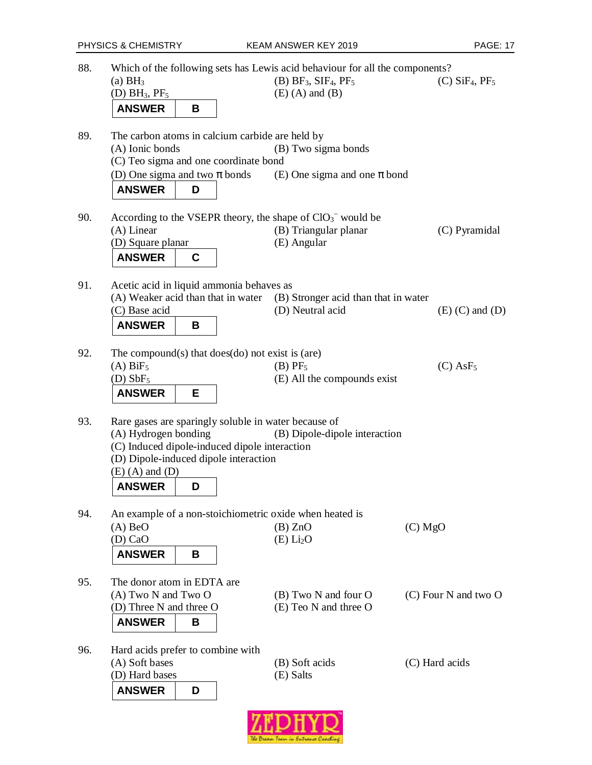88. Which of the following sets has Lewis acid behaviour for all the components?

(a) $BH_3$ (B) $BF_3$, $SIF_4$, $PF_5$ (C) $SiF_4$, $PF_5$
(D) $BH_3$, $PF_5$ (E) (A) and (B)

| ANSWER | B |
|---|---|

89. The carbon atoms in calcium carbide are held by

(A) Ionic bonds (B) Two sigma bonds
(C) Teo sigma and one coordinate bond
(D) One sigma and two π bonds (E) One sigma and one π bond

| ANSWER | D |
|---|---|

90. According to the VSEPR theory, the shape of $ClO_3^-$ would be

(A) Linear (B) Triangular planar (C) Pyramidal
(D) Square planar (E) Angular

| ANSWER | C |
|---|---|

91. Acetic acid in liquid ammonia behaves as

(A) Weaker acid than that in water (B) Stronger acid than that in water
(C) Base acid (D) Neutral acid (E) (C) and (D)

| ANSWER | B |
|---|---|

92. The compound(s) that does(do) not exist is (are)

(A) $BiF_5$ (B) $PF_5$ (C) $AsF_5$
(D) $SbF_5$ (E) All the compounds exist

| ANSWER | E |
|---|---|

93. Rare gases are sparingly soluble in water because of

(A) Hydrogen bonding (B) Dipole-dipole interaction
(C) Induced dipole-induced dipole interaction
(D) Dipole-induced dipole interaction
(E) (A) and (D)

| ANSWER | D |
|---|---|

94. An example of a non-stoichiometric oxide when heated is

(A) BeO (B) ZnO (C) MgO
(D) CaO (E) $Li_2O$

| ANSWER | B |
|---|---|

95. The donor atom in EDTA are

(A) Two N and Two O (B) Two N and four O (C) Four N and two O
(D) Three N and three O (E) Teo N and three O

| ANSWER | B |
|---|---|

96. Hard acids prefer to combine with

(A) Soft bases (B) Soft acids (C) Hard acids
(D) Hard bases (E) Salts

| ANSWER | D |
|---|---|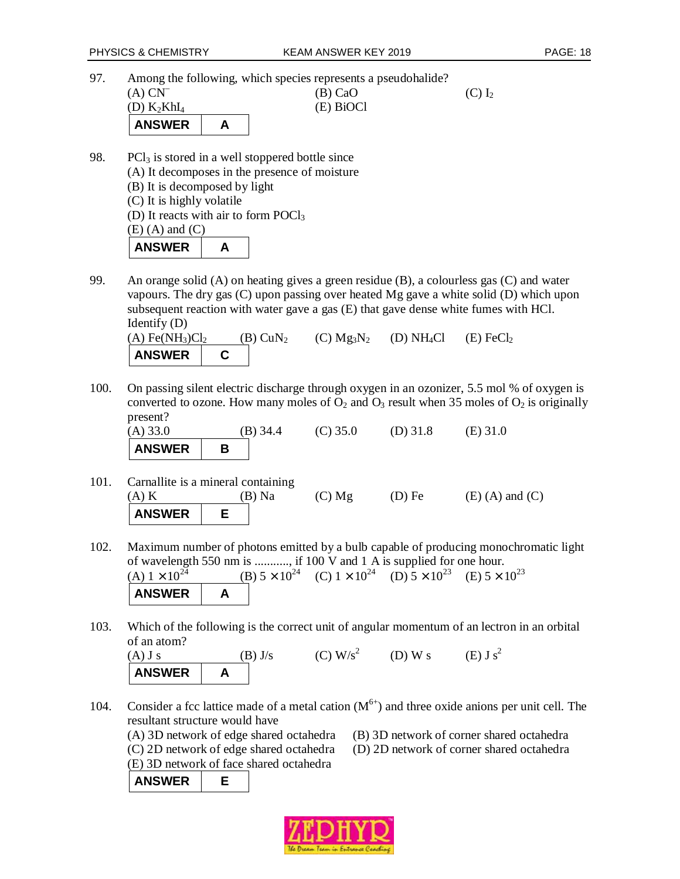97. Among the following, which species represents a pseudohalide?

(A) $CN^-$ (B) CaO (C) $I_2$
(D) $K_2KhI_4$ (E) BiOCl

| ANSWER | A |
|---|---|

98. $PCl_3$ is stored in a well stoppered bottle since

(A) It decomposes in the presence of moisture
(B) It is decomposed by light
(C) It is highly volatile
(D) It reacts with air to form $POCl_3$
(E) (A) and (C)

| ANSWER | A |
|---|---|

99. An orange solid (A) on heating gives a green residue (B), a colourless gas (C) and water vapours. The dry gas (C) upon passing over heated Mg gave a white solid (D) which upon subsequent reaction with water gave a gas (E) that gave dense white fumes with HCl. Identify (D)

(A) $Fe(NH_3)Cl_2$ (B) $CuN_2$ (C) $Mg_3N_2$ (D) $NH_4Cl$ (E) $FeCl_2$

| ANSWER | C |
|---|---|

100. On passing silent electric discharge through oxygen in an ozonizer, 5.5 mol % of oxygen is converted to ozone. How many moles of $O_2$ and $O_3$ result when 35 moles of $O_2$ is originally present?

(A) 33.0 (B) 34.4 (C) 35.0 (D) 31.8 (E) 31.0

| ANSWER | B |
|---|---|

101. Carnallite is a mineral containing

(A) K (B) Na (C) Mg (D) Fe (E) (A) and (C)

| ANSWER | E |
|---|---|

102. Maximum number of photons emitted by a bulb capable of producing monochromatic light of wavelength 550 nm is ..........., if 100 V and 1 A is supplied for one hour.

(A) $1 \times 10^{24}$ (B) $5 \times 10^{24}$ (C) $1 \times 10^{24}$ (D) $5 \times 10^{23}$ (E) $5 \times 10^{23}$

| ANSWER | A |
|---|---|

103. Which of the following is the correct unit of angular momentum of an lectron in an orbital of an atom?

(A) J s (B) J/s (C) $W/s^2$ (D) W s (E) J $s^2$

| ANSWER | A |
|---|---|

104. Consider a fcc lattice made of a metal cation ($M^{6+}$) and three oxide anions per unit cell. The resultant structure would have

(A) 3D network of edge shared octahedra (B) 3D network of corner shared octahedra
(C) 2D network of edge shared octahedra (D) 2D network of corner shared octahedra
(E) 3D network of face shared octahedra

| ANSWER | E |
|---|---|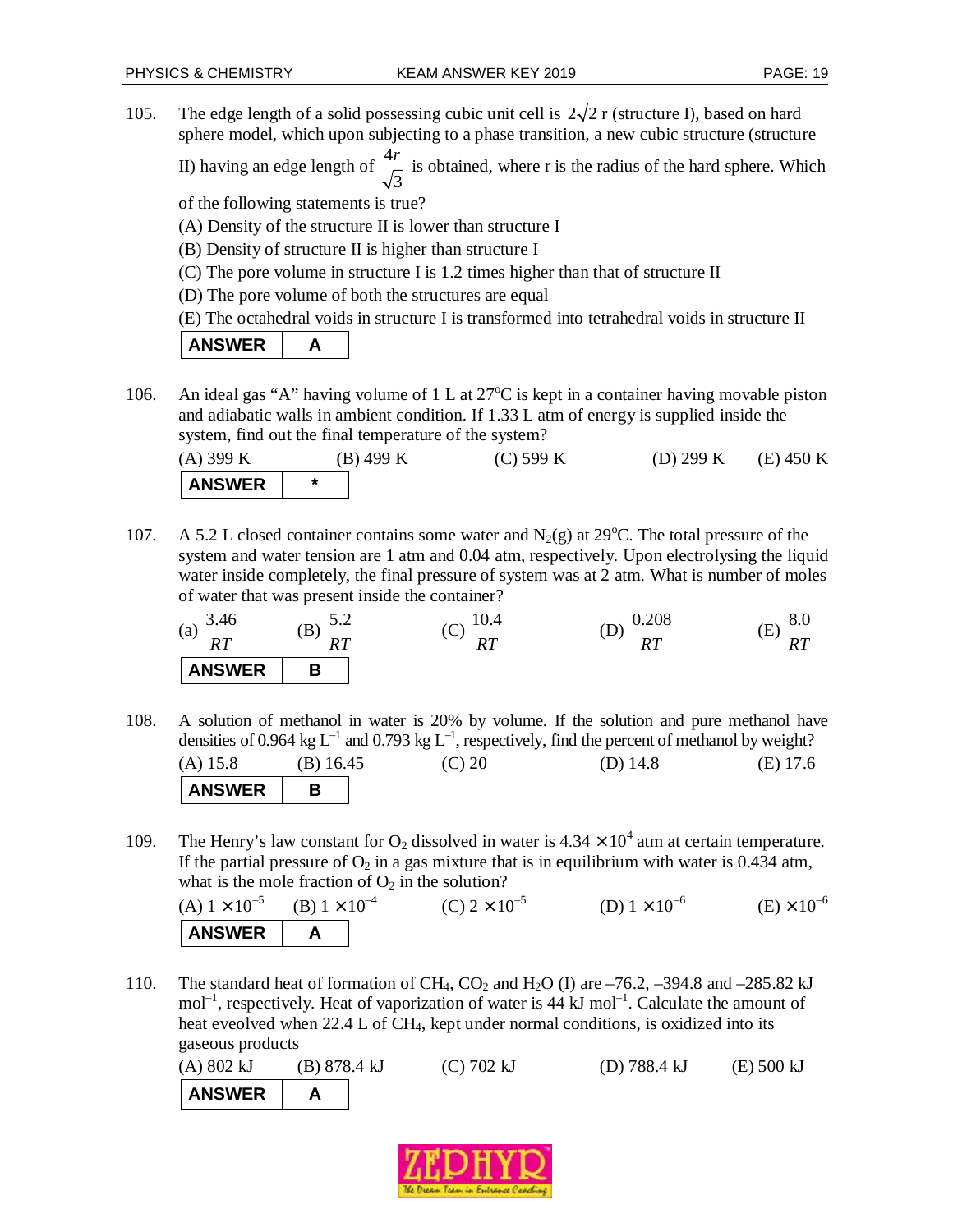105. The edge length of a solid possessing cubic unit cell is $2\sqrt{2}$ r (structure I), based on hard sphere model, which upon subjecting to a phase transition, a new cubic structure (structure II) having an edge length of $\frac{4r}{\sqrt{3}}$ is obtained, where r is the radius of the hard sphere. Which of the following statements is true?

(A) Density of the structure II is lower than structure I

(B) Density of structure II is higher than structure I

(C) The pore volume in structure I is 1.2 times higher than that of structure II

(D) The pore volume of both the structures are equal

(E) The octahedral voids in structure I is transformed into tetrahedral voids in structure II

| ANSWER | A |
|---|---|

106. An ideal gas "A" having volume of 1 L at 27°C is kept in a container having movable piston and adiabatic walls in ambient condition. If 1.33 L atm of energy is supplied inside the system, find out the final temperature of the system?

(A) 399 K (B) 499 K (C) 599 K (D) 299 K (E) 450 K

| ANSWER | * |
|---|---|

107. A 5.2 L closed container contains some water and $N_2(g)$ at 29°C. The total pressure of the system and water tension are 1 atm and 0.04 atm, respectively. Upon electrolysing the liquid water inside completely, the final pressure of system was at 2 atm. What is number of moles of water that was present inside the container?

(a) $\frac{3.46}{RT}$ (B) $\frac{5.2}{RT}$ (C) $\frac{10.4}{RT}$ (D) $\frac{0.208}{RT}$ (E) $\frac{8.0}{RT}$

| ANSWER | B |
|---|---|

108. A solution of methanol in water is 20% by volume. If the solution and pure methanol have densities of 0.964 kg $L^{-1}$ and 0.793 kg $L^{-1}$, respectively, find the percent of methanol by weight?

(A) 15.8 (B) 16.45 (C) 20 (D) 14.8 (E) 17.6

| ANSWER | B |
|---|---|

109. The Henry's law constant for $O_2$ dissolved in water is $4.34 \times 10^4$ atm at certain temperature. If the partial pressure of $O_2$ in a gas mixture that is in equilibrium with water is 0.434 atm, what is the mole fraction of $O_2$ in the solution?

(A) $1 \times 10^{-5}$ (B) $1 \times 10^{-4}$ (C) $2 \times 10^{-5}$ (D) $1 \times 10^{-6}$ (E) $\times 10^{-6}$

| ANSWER | A |
|---|---|

110. The standard heat of formation of $CH_4$, $CO_2$ and $H_2O$ (I) are –76.2, –394.8 and –285.82 kJ $mol^{-1}$, respectively. Heat of vaporization of water is 44 kJ $mol^{-1}$. Calculate the amount of heat eveolved when 22.4 L of $CH_4$, kept under normal conditions, is oxidized into its gaseous products

(A) 802 kJ (B) 878.4 kJ (C) 702 kJ (D) 788.4 kJ (E) 500 kJ

| ANSWER | A |
|---|---|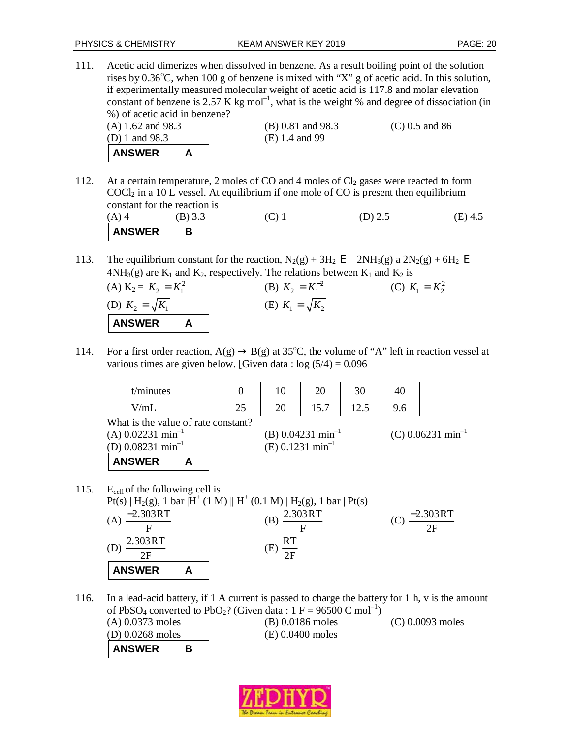111. Acetic acid dimerizes when dissolved in benzene. As a result boiling point of the solution rises by 0.36°C, when 100 g of benzene is mixed with "X" g of acetic acid. In this solution, if experimentally measured molecular weight of acetic acid is 117.8 and molar elevation constant of benzene is 2.57 K kg mol$^{-1}$, what is the weight % and degree of dissociation (in %) of acetic acid in benzene?

(A) 1.62 and 98.3 (B) 0.81 and 98.3 (C) 0.5 and 86
(D) 1 and 98.3 (E) 1.4 and 99

| ANSWER | A |
|---|---|

112. At a certain temperature, 2 moles of CO and 4 moles of $Cl_2$ gases were reacted to form $COCl_2$ in a 10 L vessel. At equilibrium if one mole of CO is present then equilibrium constant for the reaction is

(A) 4 (B) 3.3 (C) 1 (D) 2.5 (E) 4.5

| ANSWER | B |
|---|---|

113. The equilibrium constant for the reaction, $N_2(g) + 3H_2 \rightleftharpoons 2NH_3(g)$ a $2N_2(g) + 6H_2 \rightleftharpoons 4NH_3(g)$ are $K_1$ and $K_2$, respectively. The relations between $K_1$ and $K_2$ is

(A) $K_2 = K_2 = K_1^2$ (B) $K_2 = K_1^{-2}$ (C) $K_1 = K_2^2$
(D) $K_2 = \sqrt{K_1}$ (E) $K_1 = \sqrt{K_2}$

| ANSWER | A |
|---|---|

114. For a first order reaction, $A(g) \rightarrow B(g)$ at 35°C, the volume of "A" left in reaction vessel at various times are given below. [Given data : log (5/4) = 0.096

| t/minutes | 0 | 10 | 20 | 30 | 40 |
|---|---|---|---|---|---|
| V/mL | 25 | 20 | 15.7 | 12.5 | 9.6 |

What is the value of rate constant?

(A) 0.02231 min$^{-1}$ (B) 0.04231 min$^{-1}$ (C) 0.06231 min$^{-1}$
(D) 0.08231 min$^{-1}$ (E) 0.1231 min$^{-1}$

| ANSWER | A |
|---|---|

115. $E_{cell}$ of the following cell is

$Pt(s) | H_2(g), 1\text{ bar} | H^+ (1\text{ M}) \| H^+ (0.1\text{ M}) | H_2(g), 1\text{ bar} | Pt(s)$

(A) $\frac{-2.303RT}{F}$ (B) $\frac{2.303RT}{F}$ (C) $\frac{-2.303RT}{2F}$
(D) $\frac{2.303RT}{2F}$ (E) $\frac{RT}{2F}$

| ANSWER | A |
|---|---|

116. In a lead-acid battery, if 1 A current is passed to charge the battery for 1 h, v is the amount of $PbSO_4$ converted to $PbO_2$? (Given data : 1 F = 96500 C mol$^{-1}$)

(A) 0.0373 moles (B) 0.0186 moles (C) 0.0093 moles
(D) 0.0268 moles (E) 0.0400 moles

| ANSWER | B |
|---|---|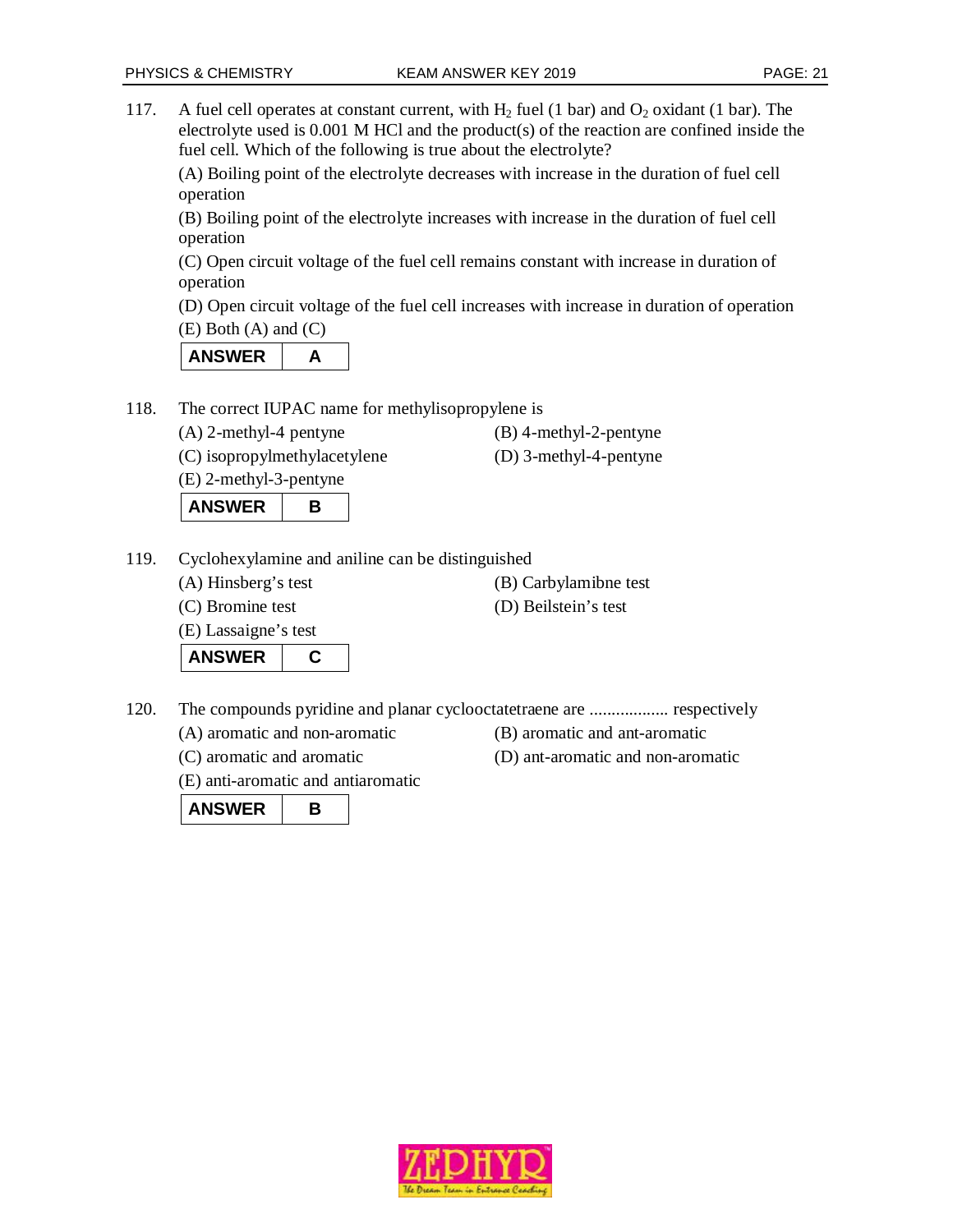117. A fuel cell operates at constant current, with $H_2$ fuel (1 bar) and $O_2$ oxidant (1 bar). The electrolyte used is 0.001 M HCl and the product(s) of the reaction are confined inside the fuel cell. Which of the following is true about the electrolyte?

(A) Boiling point of the electrolyte decreases with increase in the duration of fuel cell operation

(B) Boiling point of the electrolyte increases with increase in the duration of fuel cell operation

(C) Open circuit voltage of the fuel cell remains constant with increase in duration of operation

(D) Open circuit voltage of the fuel cell increases with increase in duration of operation

(E) Both (A) and (C)

| ANSWER | A |
|---|---|

118. The correct IUPAC name for methylisopropylene is

(A) 2-methyl-4 pentyne

(B) 4-methyl-2-pentyne

(C) isopropylmethylacetylene

(D) 3-methyl-4-pentyne

(E) 2-methyl-3-pentyne

| ANSWER | B |
|---|---|

119. Cyclohexylamine and aniline can be distinguished

(A) Hinsberg's test

(B) Carbylamibne test

(C) Bromine test

(D) Beilstein's test

(E) Lassaigne's test

| ANSWER | C |
|---|---|

120. The compounds pyridine and planar cyclooctatetraene are .................. respectively

(A) aromatic and non-aromatic

(B) aromatic and ant-aromatic

(C) aromatic and aromatic

(D) ant-aromatic and non-aromatic

(E) anti-aromatic and antiaromatic

| ANSWER | B |
|---|---|